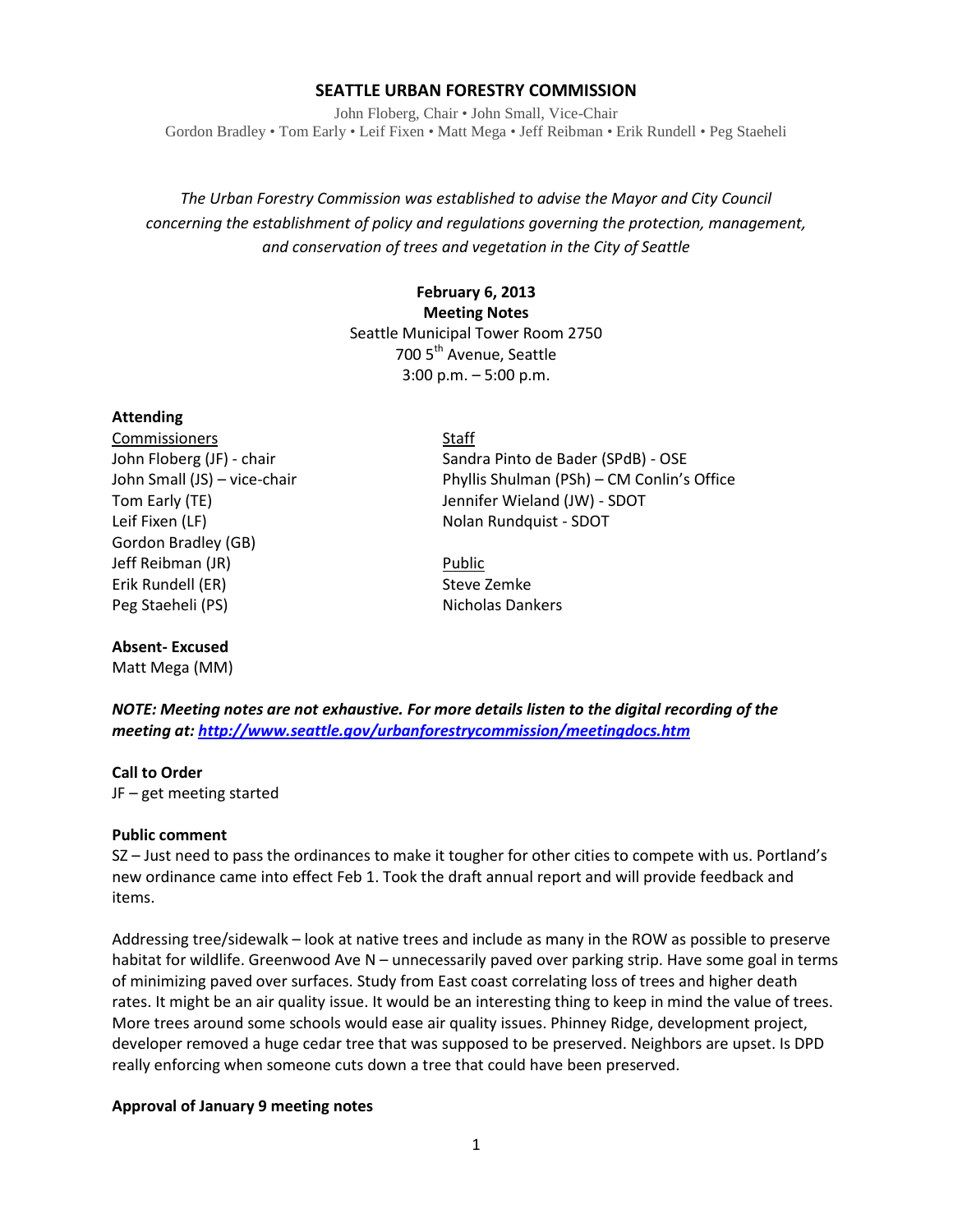# SEATTLE URBAN FORESTRY COMMISSION

John Floberg, Chair • John Small, Vice-Chair
Gordon Bradley • Tom Early • Leif Fixen • Matt Mega • Jeff Reibman • Erik Rundell • Peg Staeheli

*The Urban Forestry Commission was established to advise the Mayor and City Council concerning the establishment of policy and regulations governing the protection, management, and conservation of trees and vegetation in the City of Seattle*

**February 6, 2013**
**Meeting Notes**
Seattle Municipal Tower Room 2750
700 5th Avenue, Seattle
3:00 p.m. – 5:00 p.m.

**Attending**

Commissioners
John Floberg (JF) - chair
John Small (JS) – vice-chair
Tom Early (TE)
Leif Fixen (LF)
Gordon Bradley (GB)
Jeff Reibman (JR)
Erik Rundell (ER)
Peg Staeheli (PS)

Staff
Sandra Pinto de Bader (SPdB) - OSE
Phyllis Shulman (PSh) – CM Conlin's Office
Jennifer Wieland (JW) - SDOT
Nolan Rundquist - SDOT

Public
Steve Zemke
Nicholas Dankers

**Absent- Excused**
Matt Mega (MM)

***NOTE: Meeting notes are not exhaustive. For more details listen to the digital recording of the meeting at: http://www.seattle.gov/urbanforestrycommission/meetingdocs.htm***

**Call to Order**
JF – get meeting started

**Public comment**
SZ – Just need to pass the ordinances to make it tougher for other cities to compete with us. Portland's new ordinance came into effect Feb 1. Took the draft annual report and will provide feedback and items.

Addressing tree/sidewalk – look at native trees and include as many in the ROW as possible to preserve habitat for wildlife. Greenwood Ave N – unnecessarily paved over parking strip. Have some goal in terms of minimizing paved over surfaces. Study from East coast correlating loss of trees and higher death rates. It might be an air quality issue. It would be an interesting thing to keep in mind the value of trees. More trees around some schools would ease air quality issues. Phinney Ridge, development project, developer removed a huge cedar tree that was supposed to be preserved. Neighbors are upset. Is DPD really enforcing when someone cuts down a tree that could have been preserved.

**Approval of January 9 meeting notes**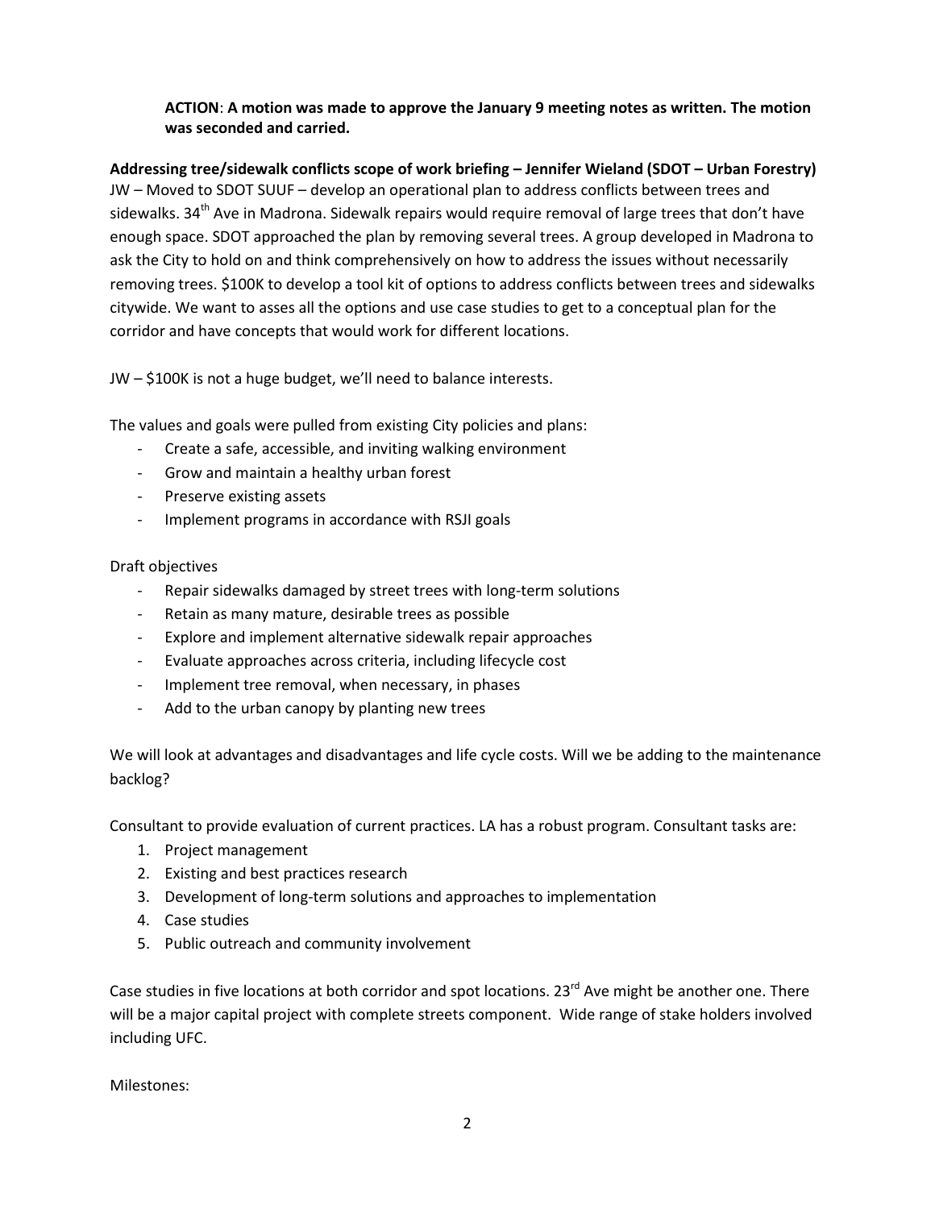**ACTION**: **A motion was made to approve the January 9 meeting notes as written. The motion was seconded and carried.**

**Addressing tree/sidewalk conflicts scope of work briefing – Jennifer Wieland (SDOT – Urban Forestry)**

JW – Moved to SDOT SUUF – develop an operational plan to address conflicts between trees and sidewalks. 34th Ave in Madrona. Sidewalk repairs would require removal of large trees that don't have enough space. SDOT approached the plan by removing several trees. A group developed in Madrona to ask the City to hold on and think comprehensively on how to address the issues without necessarily removing trees. $100K to develop a tool kit of options to address conflicts between trees and sidewalks citywide. We want to asses all the options and use case studies to get to a conceptual plan for the corridor and have concepts that would work for different locations.

JW – $100K is not a huge budget, we'll need to balance interests.

The values and goals were pulled from existing City policies and plans:

- Create a safe, accessible, and inviting walking environment
- Grow and maintain a healthy urban forest
- Preserve existing assets
- Implement programs in accordance with RSJI goals

Draft objectives

- Repair sidewalks damaged by street trees with long-term solutions
- Retain as many mature, desirable trees as possible
- Explore and implement alternative sidewalk repair approaches
- Evaluate approaches across criteria, including lifecycle cost
- Implement tree removal, when necessary, in phases
- Add to the urban canopy by planting new trees

We will look at advantages and disadvantages and life cycle costs. Will we be adding to the maintenance backlog?

Consultant to provide evaluation of current practices. LA has a robust program. Consultant tasks are:

1. Project management
2. Existing and best practices research
3. Development of long-term solutions and approaches to implementation
4. Case studies
5. Public outreach and community involvement

Case studies in five locations at both corridor and spot locations. 23rd Ave might be another one. There will be a major capital project with complete streets component. Wide range of stake holders involved including UFC.

Milestones: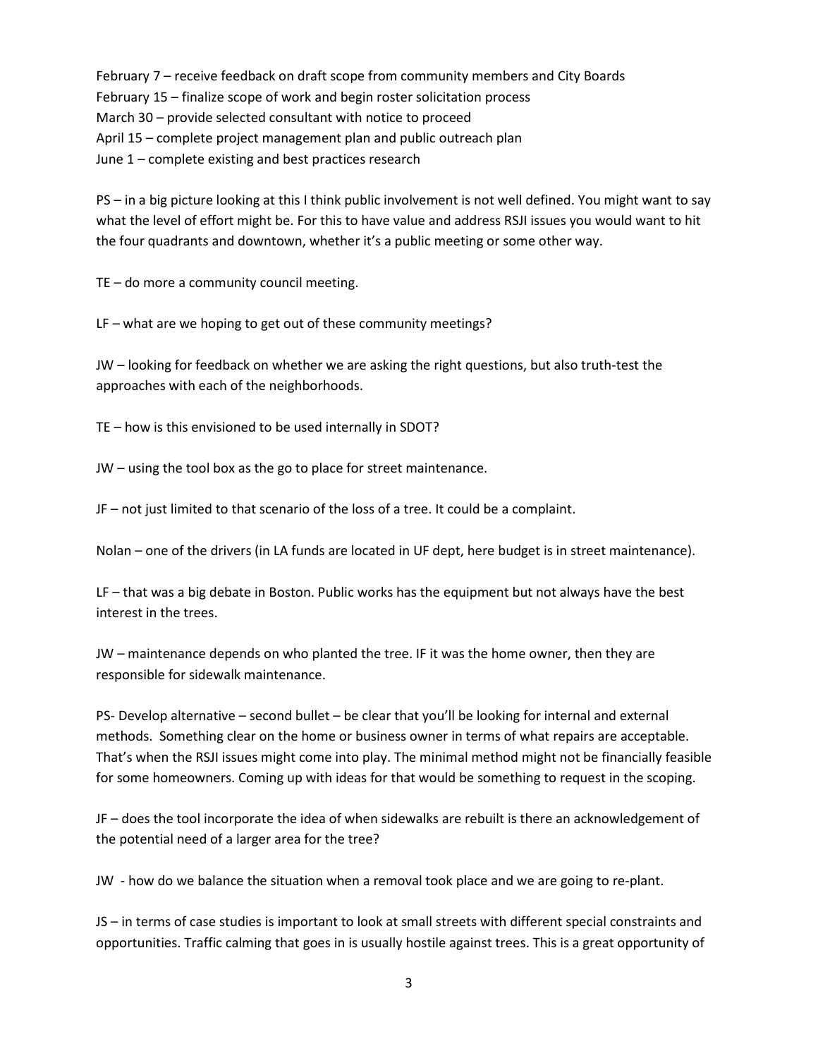February 7 – receive feedback on draft scope from community members and City Boards
February 15 – finalize scope of work and begin roster solicitation process
March 30 – provide selected consultant with notice to proceed
April 15 – complete project management plan and public outreach plan
June 1 – complete existing and best practices research

PS – in a big picture looking at this I think public involvement is not well defined. You might want to say what the level of effort might be. For this to have value and address RSJI issues you would want to hit the four quadrants and downtown, whether it's a public meeting or some other way.

TE – do more a community council meeting.

LF – what are we hoping to get out of these community meetings?

JW – looking for feedback on whether we are asking the right questions, but also truth-test the approaches with each of the neighborhoods.

TE – how is this envisioned to be used internally in SDOT?

JW – using the tool box as the go to place for street maintenance.

JF – not just limited to that scenario of the loss of a tree. It could be a complaint.

Nolan – one of the drivers (in LA funds are located in UF dept, here budget is in street maintenance).

LF – that was a big debate in Boston. Public works has the equipment but not always have the best interest in the trees.

JW – maintenance depends on who planted the tree. IF it was the home owner, then they are responsible for sidewalk maintenance.

PS- Develop alternative – second bullet – be clear that you'll be looking for internal and external methods. Something clear on the home or business owner in terms of what repairs are acceptable. That's when the RSJI issues might come into play. The minimal method might not be financially feasible for some homeowners. Coming up with ideas for that would be something to request in the scoping.

JF – does the tool incorporate the idea of when sidewalks are rebuilt is there an acknowledgement of the potential need of a larger area for the tree?

JW - how do we balance the situation when a removal took place and we are going to re-plant.

JS – in terms of case studies is important to look at small streets with different special constraints and opportunities. Traffic calming that goes in is usually hostile against trees. This is a great opportunity of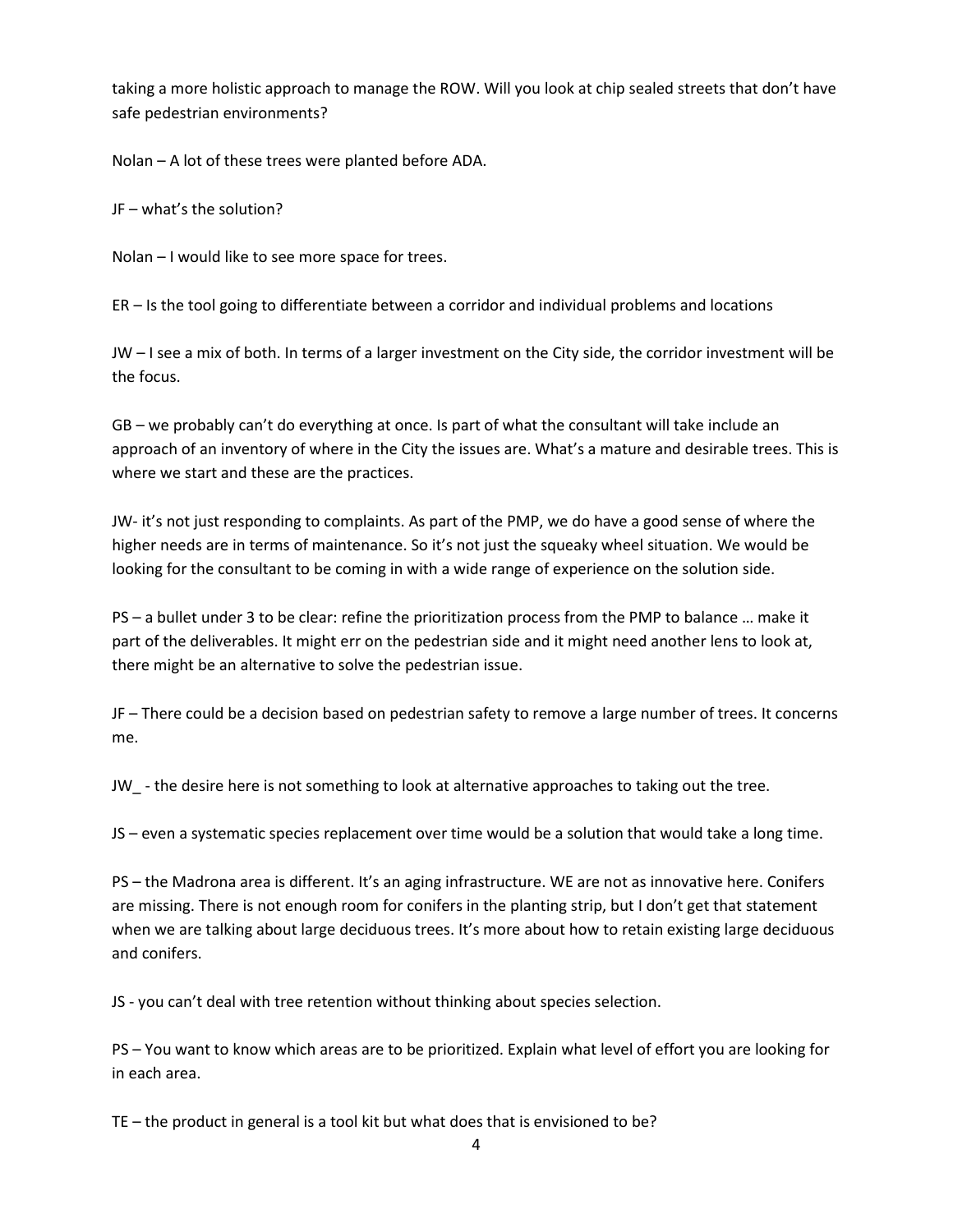taking a more holistic approach to manage the ROW. Will you look at chip sealed streets that don't have safe pedestrian environments?

Nolan – A lot of these trees were planted before ADA.

JF – what's the solution?

Nolan – I would like to see more space for trees.

ER – Is the tool going to differentiate between a corridor and individual problems and locations

JW – I see a mix of both. In terms of a larger investment on the City side, the corridor investment will be the focus.

GB – we probably can't do everything at once. Is part of what the consultant will take include an approach of an inventory of where in the City the issues are. What's a mature and desirable trees. This is where we start and these are the practices.

JW- it's not just responding to complaints. As part of the PMP, we do have a good sense of where the higher needs are in terms of maintenance. So it's not just the squeaky wheel situation. We would be looking for the consultant to be coming in with a wide range of experience on the solution side.

PS – a bullet under 3 to be clear: refine the prioritization process from the PMP to balance … make it part of the deliverables. It might err on the pedestrian side and it might need another lens to look at, there might be an alternative to solve the pedestrian issue.

JF – There could be a decision based on pedestrian safety to remove a large number of trees. It concerns me.

JW_ - the desire here is not something to look at alternative approaches to taking out the tree.

JS – even a systematic species replacement over time would be a solution that would take a long time.

PS – the Madrona area is different. It's an aging infrastructure. WE are not as innovative here. Conifers are missing. There is not enough room for conifers in the planting strip, but I don't get that statement when we are talking about large deciduous trees. It's more about how to retain existing large deciduous and conifers.

JS - you can't deal with tree retention without thinking about species selection.

PS – You want to know which areas are to be prioritized. Explain what level of effort you are looking for in each area.

TE – the product in general is a tool kit but what does that is envisioned to be?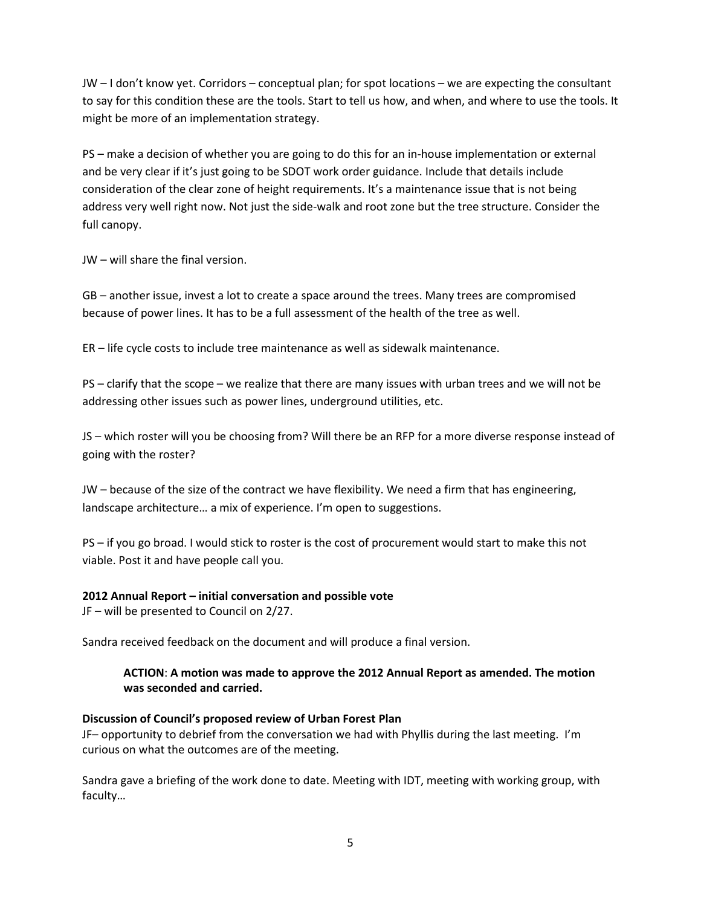JW – I don't know yet. Corridors – conceptual plan; for spot locations – we are expecting the consultant to say for this condition these are the tools. Start to tell us how, and when, and where to use the tools. It might be more of an implementation strategy.

PS – make a decision of whether you are going to do this for an in-house implementation or external and be very clear if it's just going to be SDOT work order guidance. Include that details include consideration of the clear zone of height requirements. It's a maintenance issue that is not being address very well right now. Not just the side-walk and root zone but the tree structure. Consider the full canopy.

JW – will share the final version.

GB – another issue, invest a lot to create a space around the trees. Many trees are compromised because of power lines. It has to be a full assessment of the health of the tree as well.

ER – life cycle costs to include tree maintenance as well as sidewalk maintenance.

PS – clarify that the scope – we realize that there are many issues with urban trees and we will not be addressing other issues such as power lines, underground utilities, etc.

JS – which roster will you be choosing from? Will there be an RFP for a more diverse response instead of going with the roster?

JW – because of the size of the contract we have flexibility. We need a firm that has engineering, landscape architecture… a mix of experience. I'm open to suggestions.

PS – if you go broad. I would stick to roster is the cost of procurement would start to make this not viable. Post it and have people call you.

**2012 Annual Report – initial conversation and possible vote**

JF – will be presented to Council on 2/27.

Sandra received feedback on the document and will produce a final version.

> **ACTION**: **A motion was made to approve the 2012 Annual Report as amended. The motion was seconded and carried.**

**Discussion of Council's proposed review of Urban Forest Plan**

JF– opportunity to debrief from the conversation we had with Phyllis during the last meeting. I'm curious on what the outcomes are of the meeting.

Sandra gave a briefing of the work done to date. Meeting with IDT, meeting with working group, with faculty…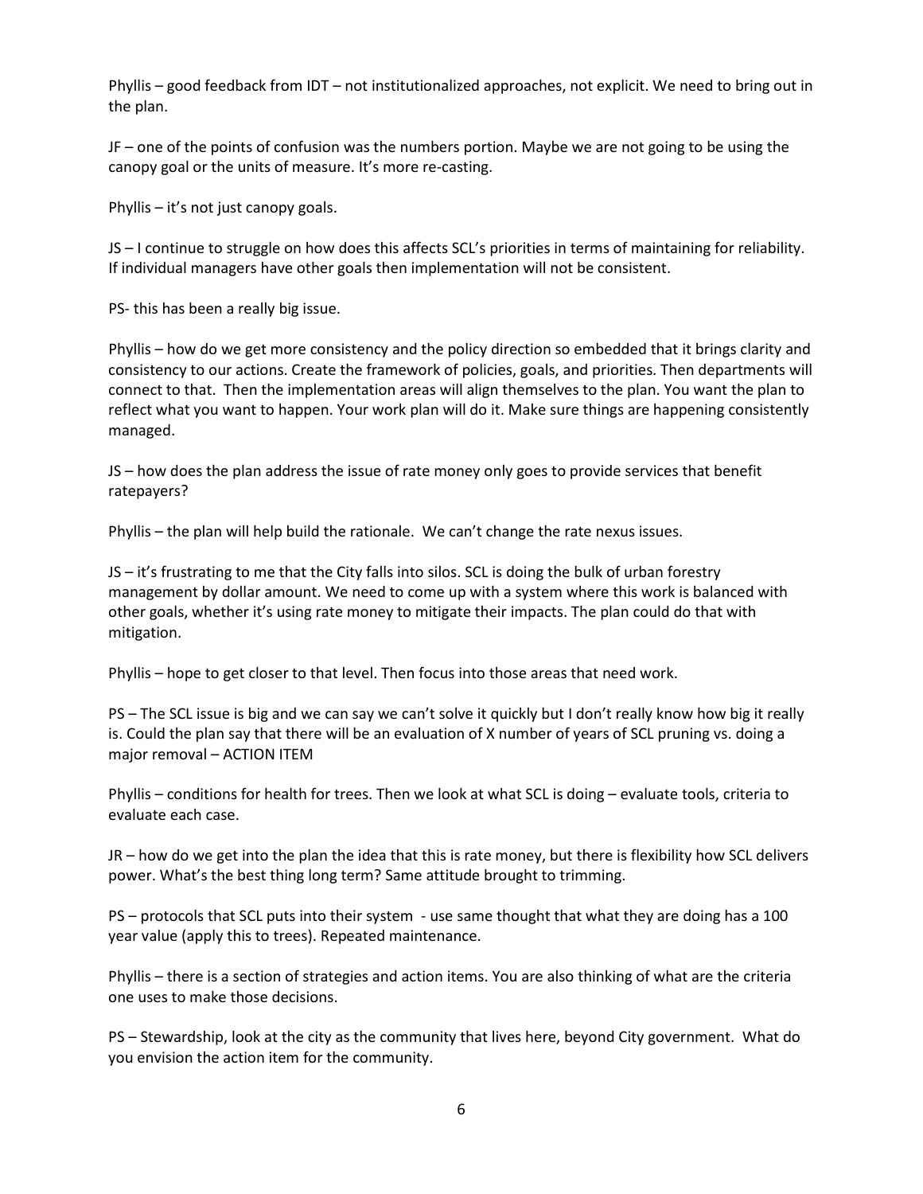Phyllis – good feedback from IDT – not institutionalized approaches, not explicit. We need to bring out in the plan.

JF – one of the points of confusion was the numbers portion. Maybe we are not going to be using the canopy goal or the units of measure. It's more re-casting.

Phyllis – it's not just canopy goals.

JS – I continue to struggle on how does this affects SCL's priorities in terms of maintaining for reliability. If individual managers have other goals then implementation will not be consistent.

PS- this has been a really big issue.

Phyllis – how do we get more consistency and the policy direction so embedded that it brings clarity and consistency to our actions. Create the framework of policies, goals, and priorities. Then departments will connect to that. Then the implementation areas will align themselves to the plan. You want the plan to reflect what you want to happen. Your work plan will do it. Make sure things are happening consistently managed.

JS – how does the plan address the issue of rate money only goes to provide services that benefit ratepayers?

Phyllis – the plan will help build the rationale. We can't change the rate nexus issues.

JS – it's frustrating to me that the City falls into silos. SCL is doing the bulk of urban forestry management by dollar amount. We need to come up with a system where this work is balanced with other goals, whether it's using rate money to mitigate their impacts. The plan could do that with mitigation.

Phyllis – hope to get closer to that level. Then focus into those areas that need work.

PS – The SCL issue is big and we can say we can't solve it quickly but I don't really know how big it really is. Could the plan say that there will be an evaluation of X number of years of SCL pruning vs. doing a major removal – ACTION ITEM

Phyllis – conditions for health for trees. Then we look at what SCL is doing – evaluate tools, criteria to evaluate each case.

JR – how do we get into the plan the idea that this is rate money, but there is flexibility how SCL delivers power. What's the best thing long term? Same attitude brought to trimming.

PS – protocols that SCL puts into their system - use same thought that what they are doing has a 100 year value (apply this to trees). Repeated maintenance.

Phyllis – there is a section of strategies and action items. You are also thinking of what are the criteria one uses to make those decisions.

PS – Stewardship, look at the city as the community that lives here, beyond City government. What do you envision the action item for the community.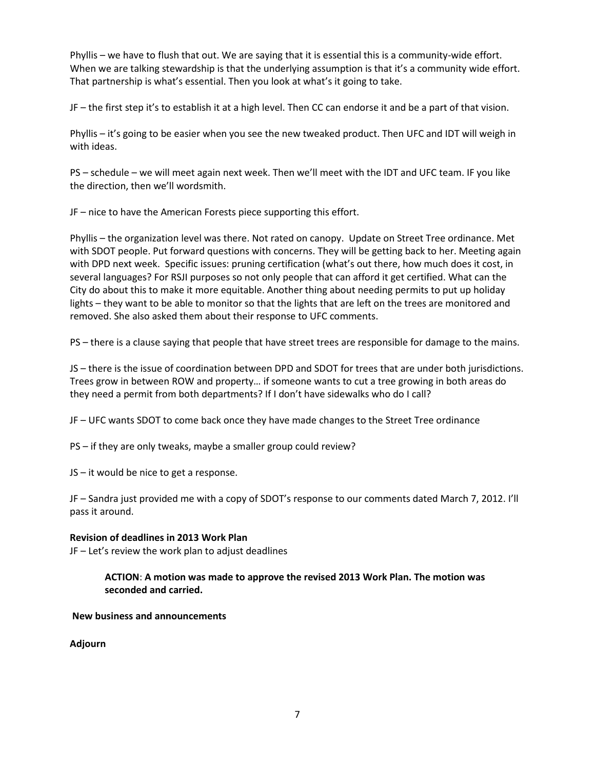Phyllis – we have to flush that out. We are saying that it is essential this is a community-wide effort. When we are talking stewardship is that the underlying assumption is that it's a community wide effort. That partnership is what's essential. Then you look at what's it going to take.

JF – the first step it's to establish it at a high level. Then CC can endorse it and be a part of that vision.

Phyllis – it's going to be easier when you see the new tweaked product. Then UFC and IDT will weigh in with ideas.

PS – schedule – we will meet again next week. Then we'll meet with the IDT and UFC team. IF you like the direction, then we'll wordsmith.

JF – nice to have the American Forests piece supporting this effort.

Phyllis – the organization level was there. Not rated on canopy. Update on Street Tree ordinance. Met with SDOT people. Put forward questions with concerns. They will be getting back to her. Meeting again with DPD next week. Specific issues: pruning certification (what's out there, how much does it cost, in several languages? For RSJI purposes so not only people that can afford it get certified. What can the City do about this to make it more equitable. Another thing about needing permits to put up holiday lights – they want to be able to monitor so that the lights that are left on the trees are monitored and removed. She also asked them about their response to UFC comments.

PS – there is a clause saying that people that have street trees are responsible for damage to the mains.

JS – there is the issue of coordination between DPD and SDOT for trees that are under both jurisdictions. Trees grow in between ROW and property… if someone wants to cut a tree growing in both areas do they need a permit from both departments? If I don't have sidewalks who do I call?

JF – UFC wants SDOT to come back once they have made changes to the Street Tree ordinance

PS – if they are only tweaks, maybe a smaller group could review?

JS – it would be nice to get a response.

JF – Sandra just provided me with a copy of SDOT's response to our comments dated March 7, 2012. I'll pass it around.

**Revision of deadlines in 2013 Work Plan**

JF – Let's review the work plan to adjust deadlines

> **ACTION**: **A motion was made to approve the revised 2013 Work Plan. The motion was seconded and carried.**

**New business and announcements**

**Adjourn**